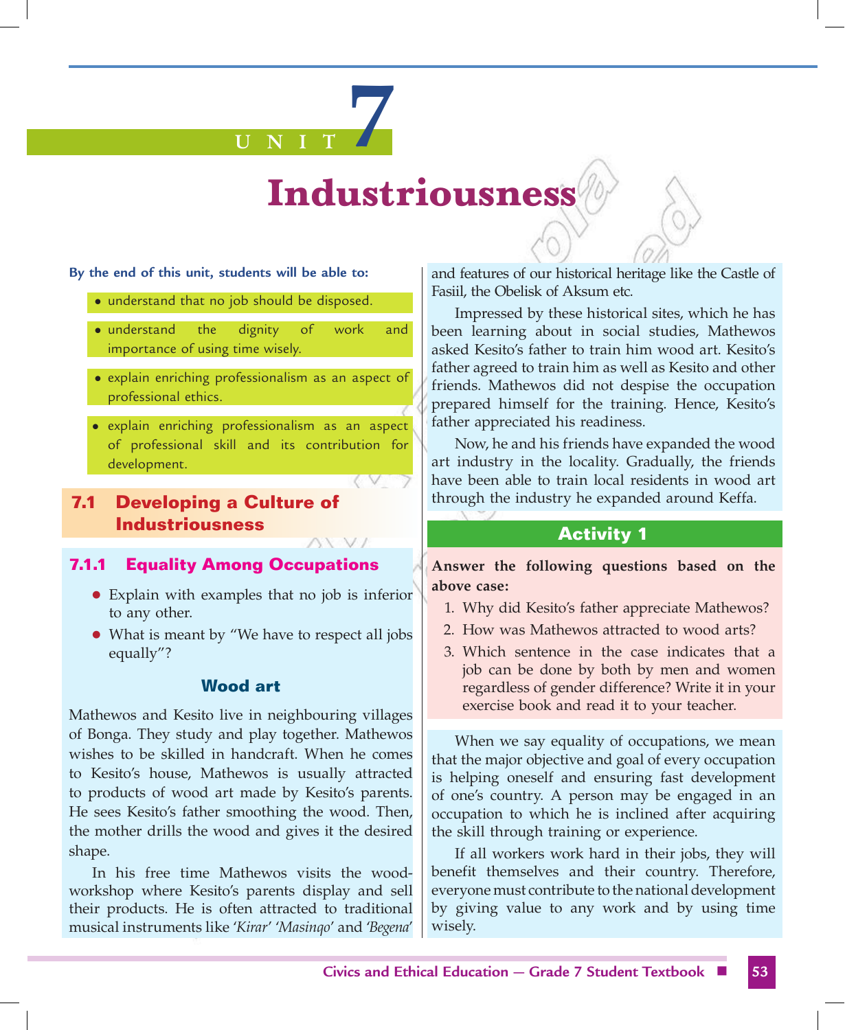# UNIT 7

# Industriousness

**By the end of this unit, students will be able to:**

- understand that no job should be disposed.
- understand the dignity of work and importance of using time wisely.
- explain enriching professionalism as an aspect of professional ethics.
- explain enriching professionalism as an aspect of professional skill and its contribution for development.

## 7.1 Developing a Culture of Industriousness

### 7.1.1 Equality Among Occupations

- Explain with examples that no job is inferior to any other.
- What is meant by "We have to respect all jobs equally"?

#### Wood art

Mathewos and Kesito live in neighbouring villages of Bonga. They study and play together. Mathewos wishes to be skilled in handcraft. When he comes to Kesito's house, Mathewos is usually attracted to products of wood art made by Kesito's parents. He sees Kesito's father smoothing the wood. Then, the mother drills the wood and gives it the desired shape.

In his free time Mathewos visits the wood-workshop where Kesito's parents display and sell their products. He is often attracted to traditional musical instruments like *'Kirar' 'Masinqo'* and *'Begena'* and features of our historical heritage like the Castle of Fasiil, the Obelisk of Aksum etc.

Impressed by these historical sites, which he has been learning about in social studies, Mathewos asked Kesito's father to train him wood art. Kesito's father agreed to train him as well as Kesito and other friends. Mathewos did not despise the occupation prepared himself for the training. Hence, Kesito's father appreciated his readiness.

Now, he and his friends have expanded the wood art industry in the locality. Gradually, the friends have been able to train local residents in wood art through the industry he expanded around Keffa.

#### Activity 1

**Answer the following questions based on the above case:**

1. Why did Kesito's father appreciate Mathewos?
2. How was Mathewos attracted to wood arts?
3. Which sentence in the case indicates that a job can be done by both by men and women regardless of gender difference? Write it in your exercise book and read it to your teacher.

When we say equality of occupations, we mean that the major objective and goal of every occupation is helping oneself and ensuring fast development of one's country. A person may be engaged in an occupation to which he is inclined after acquiring the skill through training or experience.

If all workers work hard in their jobs, they will benefit themselves and their country. Therefore, everyone must contribute to the national development by giving value to any work and by using time wisely.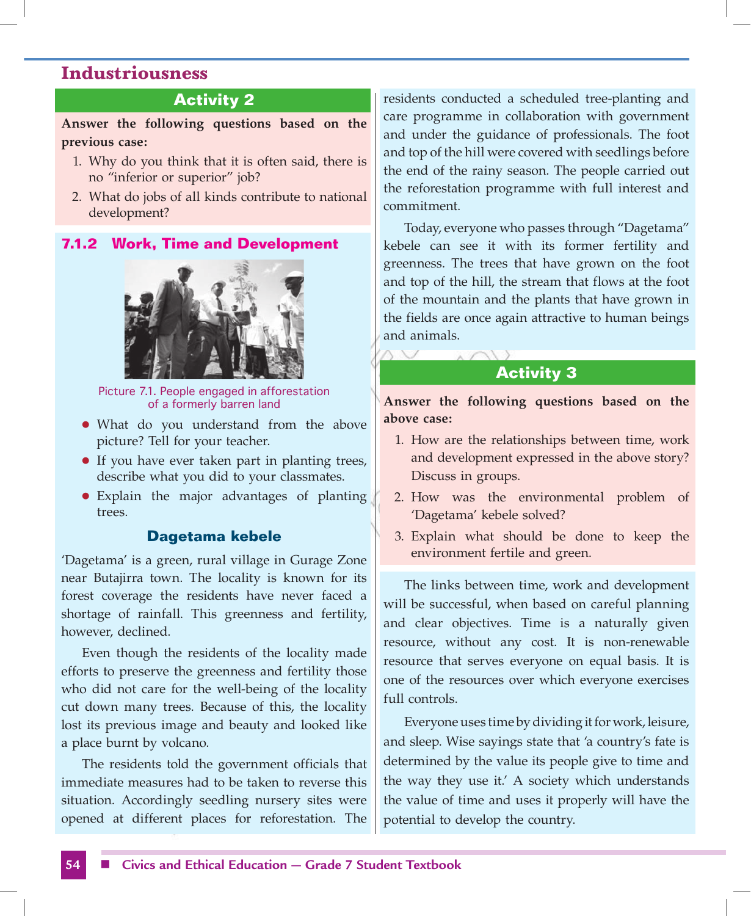## Industriousness

### Activity 2

**Answer the following questions based on the previous case:**

1. Why do you think that it is often said, there is no "inferior or superior" job?
2. What do jobs of all kinds contribute to national development?

### 7.1.2 Work, Time and Development

Picture 7.1. People engaged in afforestation of a formerly barren land

- What do you understand from the above picture? Tell for your teacher.
- If you have ever taken part in planting trees, describe what you did to your classmates.
- Explain the major advantages of planting trees.

#### Dagetama kebele

'Dagetama' is a green, rural village in Gurage Zone near Butajirra town. The locality is known for its forest coverage the residents have never faced a shortage of rainfall. This greenness and fertility, however, declined.

Even though the residents of the locality made efforts to preserve the greenness and fertility those who did not care for the well-being of the locality cut down many trees. Because of this, the locality lost its previous image and beauty and looked like a place burnt by volcano.

The residents told the government officials that immediate measures had to be taken to reverse this situation. Accordingly seedling nursery sites were opened at different places for reforestation. The residents conducted a scheduled tree-planting and care programme in collaboration with government and under the guidance of professionals. The foot and top of the hill were covered with seedlings before the end of the rainy season. The people carried out the reforestation programme with full interest and commitment.

Today, everyone who passes through "Dagetama" kebele can see it with its former fertility and greenness. The trees that have grown on the foot and top of the hill, the stream that flows at the foot of the mountain and the plants that have grown in the fields are once again attractive to human beings and animals.

### Activity 3

**Answer the following questions based on the above case:**

1. How are the relationships between time, work and development expressed in the above story? Discuss in groups.
2. How was the environmental problem of 'Dagetama' kebele solved?
3. Explain what should be done to keep the environment fertile and green.

The links between time, work and development will be successful, when based on careful planning and clear objectives. Time is a naturally given resource, without any cost. It is non-renewable resource that serves everyone on equal basis. It is one of the resources over which everyone exercises full controls.

Everyone uses time by dividing it for work, leisure, and sleep. Wise sayings state that 'a country's fate is determined by the value its people give to time and the way they use it.' A society which understands the value of time and uses it properly will have the potential to develop the country.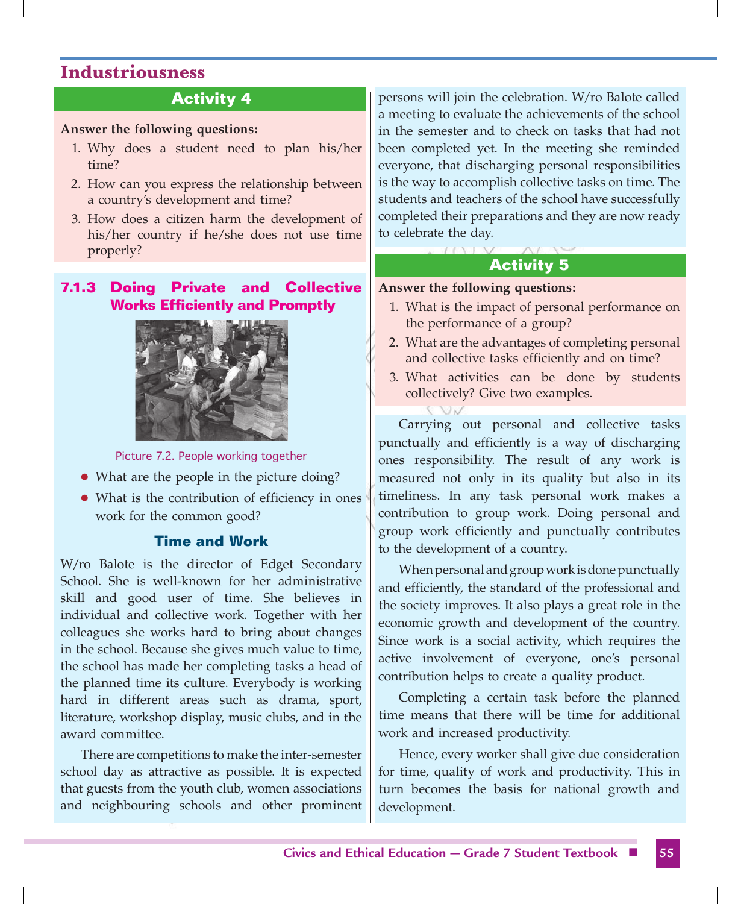## Industriousness

### Activity 4

**Answer the following questions:**

1. Why does a student need to plan his/her time?
2. How can you express the relationship between a country's development and time?
3. How does a citizen harm the development of his/her country if he/she does not use time properly?

### 7.1.3 Doing Private and Collective Works Efficiently and Promptly

Picture 7.2. People working together

- What are the people in the picture doing?
- What is the contribution of efficiency in ones work for the common good?

#### Time and Work

W/ro Balote is the director of Edget Secondary School. She is well-known for her administrative skill and good user of time. She believes in individual and collective work. Together with her colleagues she works hard to bring about changes in the school. Because she gives much value to time, the school has made her completing tasks a head of the planned time its culture. Everybody is working hard in different areas such as drama, sport, literature, workshop display, music clubs, and in the award committee.

There are competitions to make the inter-semester school day as attractive as possible. It is expected that guests from the youth club, women associations and neighbouring schools and other prominent persons will join the celebration. W/ro Balote called a meeting to evaluate the achievements of the school in the semester and to check on tasks that had not been completed yet. In the meeting she reminded everyone, that discharging personal responsibilities is the way to accomplish collective tasks on time. The students and teachers of the school have successfully completed their preparations and they are now ready to celebrate the day.

### Activity 5

**Answer the following questions:**

1. What is the impact of personal performance on the performance of a group?
2. What are the advantages of completing personal and collective tasks efficiently and on time?
3. What activities can be done by students collectively? Give two examples.

Carrying out personal and collective tasks punctually and efficiently is a way of discharging ones responsibility. The result of any work is measured not only in its quality but also in its timeliness. In any task personal work makes a contribution to group work. Doing personal and group work efficiently and punctually contributes to the development of a country.

When personal and group work is done punctually and efficiently, the standard of the professional and the society improves. It also plays a great role in the economic growth and development of the country. Since work is a social activity, which requires the active involvement of everyone, one's personal contribution helps to create a quality product.

Completing a certain task before the planned time means that there will be time for additional work and increased productivity.

Hence, every worker shall give due consideration for time, quality of work and productivity. This in turn becomes the basis for national growth and development.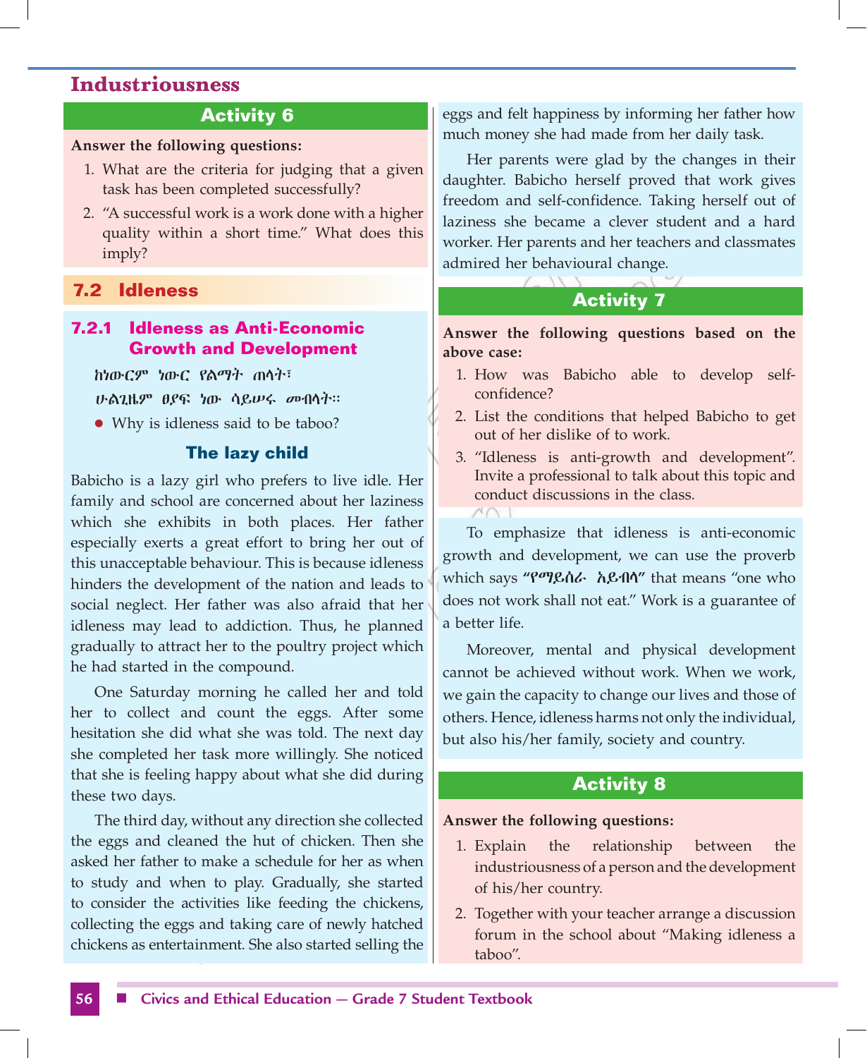## Industriousness

### Activity 6

**Answer the following questions:**

1. What are the criteria for judging that a given task has been completed successfully?
2. "A successful work is a work done with a higher quality within a short time." What does this imply?

## 7.2 Idleness

### 7.2.1 Idleness as Anti-Economic Growth and Development

ከነውርም ነውር የልማት ጠላት፣
ሁልጊዜም ፀያፍ ነው ሳይሠሩ መብላት።

- Why is idleness said to be taboo?

#### The lazy child

Babicho is a lazy girl who prefers to live idle. Her family and school are concerned about her laziness which she exhibits in both places. Her father especially exerts a great effort to bring her out of this unacceptable behaviour. This is because idleness hinders the development of the nation and leads to social neglect. Her father was also afraid that her idleness may lead to addiction. Thus, he planned gradually to attract her to the poultry project which he had started in the compound.

One Saturday morning he called her and told her to collect and count the eggs. After some hesitation she did what she was told. The next day she completed her task more willingly. She noticed that she is feeling happy about what she did during these two days.

The third day, without any direction she collected the eggs and cleaned the hut of chicken. Then she asked her father to make a schedule for her as when to study and when to play. Gradually, she started to consider the activities like feeding the chickens, collecting the eggs and taking care of newly hatched chickens as entertainment. She also started selling the eggs and felt happiness by informing her father how much money she had made from her daily task.

Her parents were glad by the changes in their daughter. Babicho herself proved that work gives freedom and self-confidence. Taking herself out of laziness she became a clever student and a hard worker. Her parents and her teachers and classmates admired her behavioural change.

### Activity 7

**Answer the following questions based on the above case:**

1. How was Babicho able to develop self-confidence?
2. List the conditions that helped Babicho to get out of her dislike of to work.
3. "Idleness is anti-growth and development". Invite a professional to talk about this topic and conduct discussions in the class.

To emphasize that idleness is anti-economic growth and development, we can use the proverb which says **"የማይሰራ አይብላ"** that means "one who does not work shall not eat." Work is a guarantee of a better life.

Moreover, mental and physical development cannot be achieved without work. When we work, we gain the capacity to change our lives and those of others. Hence, idleness harms not only the individual, but also his/her family, society and country.

### Activity 8

**Answer the following questions:**

1. Explain the relationship between the industriousness of a person and the development of his/her country.
2. Together with your teacher arrange a discussion forum in the school about "Making idleness a taboo".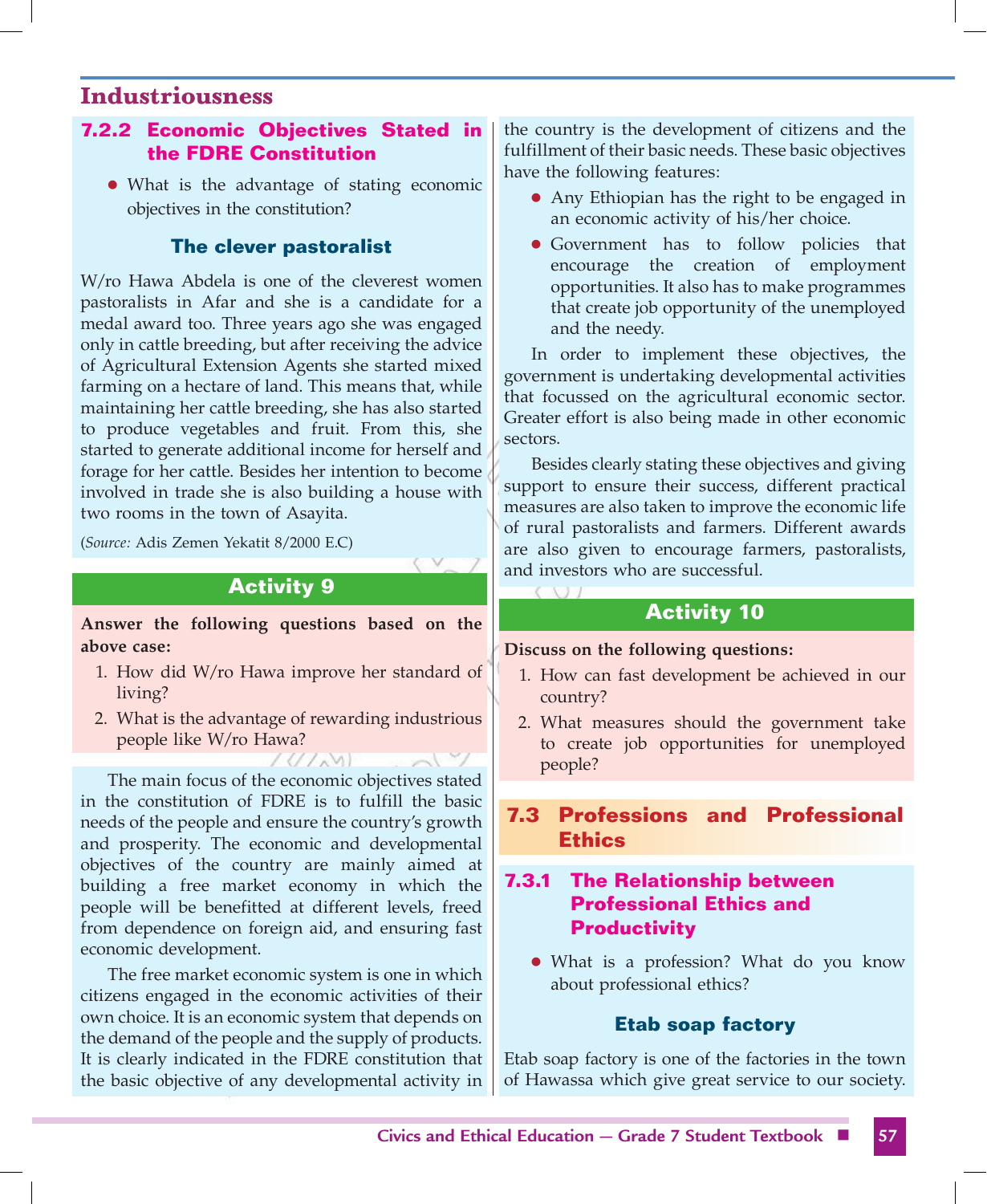## Industriousness

### 7.2.2 Economic Objectives Stated in the FDRE Constitution

- What is the advantage of stating economic objectives in the constitution?

#### The clever pastoralist

W/ro Hawa Abdela is one of the cleverest women pastoralists in Afar and she is a candidate for a medal award too. Three years ago she was engaged only in cattle breeding, but after receiving the advice of Agricultural Extension Agents she started mixed farming on a hectare of land. This means that, while maintaining her cattle breeding, she has also started to produce vegetables and fruit. From this, she started to generate additional income for herself and forage for her cattle. Besides her intention to become involved in trade she is also building a house with two rooms in the town of Asayita.

(*Source:* Adis Zemen Yekatit 8/2000 E.C)

#### Activity 9

**Answer the following questions based on the above case:**

1. How did W/ro Hawa improve her standard of living?
2. What is the advantage of rewarding industrious people like W/ro Hawa?

The main focus of the economic objectives stated in the constitution of FDRE is to fulfill the basic needs of the people and ensure the country's growth and prosperity. The economic and developmental objectives of the country are mainly aimed at building a free market economy in which the people will be benefitted at different levels, freed from dependence on foreign aid, and ensuring fast economic development.

The free market economic system is one in which citizens engaged in the economic activities of their own choice. It is an economic system that depends on the demand of the people and the supply of products. It is clearly indicated in the FDRE constitution that the basic objective of any developmental activity in the country is the development of citizens and the fulfillment of their basic needs. These basic objectives have the following features:

- Any Ethiopian has the right to be engaged in an economic activity of his/her choice.
- Government has to follow policies that encourage the creation of employment opportunities. It also has to make programmes that create job opportunity of the unemployed and the needy.

In order to implement these objectives, the government is undertaking developmental activities that focussed on the agricultural economic sector. Greater effort is also being made in other economic sectors.

Besides clearly stating these objectives and giving support to ensure their success, different practical measures are also taken to improve the economic life of rural pastoralists and farmers. Different awards are also given to encourage farmers, pastoralists, and investors who are successful.

#### Activity 10

**Discuss on the following questions:**

1. How can fast development be achieved in our country?
2. What measures should the government take to create job opportunities for unemployed people?

## 7.3 Professions and Professional Ethics

### 7.3.1 The Relationship between Professional Ethics and Productivity

- What is a profession? What do you know about professional ethics?

#### Etab soap factory

Etab soap factory is one of the factories in the town of Hawassa which give great service to our society.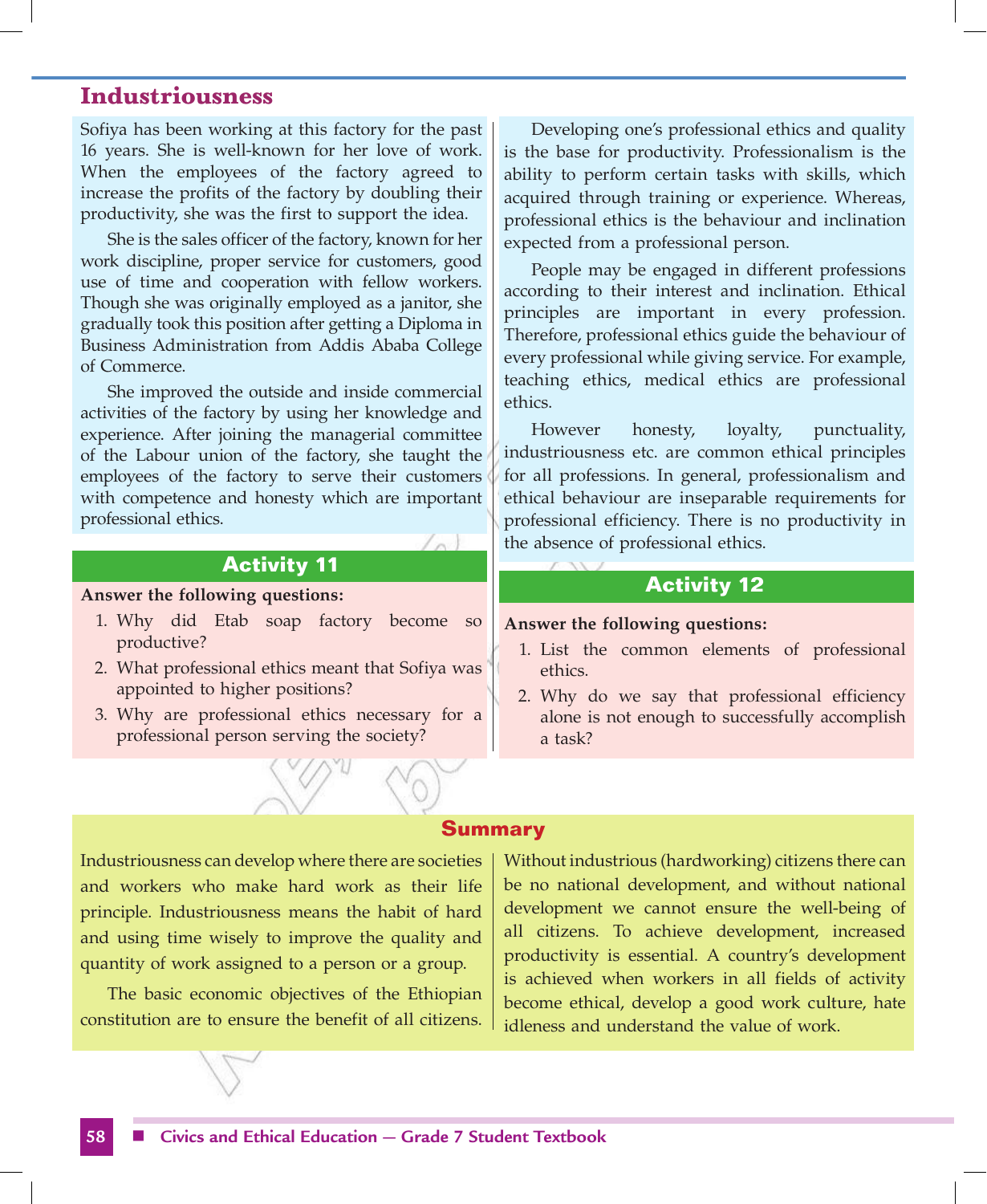## Industriousness

Sofiya has been working at this factory for the past 16 years. She is well-known for her love of work. When the employees of the factory agreed to increase the profits of the factory by doubling their productivity, she was the first to support the idea.

She is the sales officer of the factory, known for her work discipline, proper service for customers, good use of time and cooperation with fellow workers. Though she was originally employed as a janitor, she gradually took this position after getting a Diploma in Business Administration from Addis Ababa College of Commerce.

She improved the outside and inside commercial activities of the factory by using her knowledge and experience. After joining the managerial committee of the Labour union of the factory, she taught the employees of the factory to serve their customers with competence and honesty which are important professional ethics.

Developing one's professional ethics and quality is the base for productivity. Professionalism is the ability to perform certain tasks with skills, which acquired through training or experience. Whereas, professional ethics is the behaviour and inclination expected from a professional person.

People may be engaged in different professions according to their interest and inclination. Ethical principles are important in every profession. Therefore, professional ethics guide the behaviour of every professional while giving service. For example, teaching ethics, medical ethics are professional ethics.

However honesty, loyalty, punctuality, industriousness etc. are common ethical principles for all professions. In general, professionalism and ethical behaviour are inseparable requirements for professional efficiency. There is no productivity in the absence of professional ethics.

### Activity 11

**Answer the following questions:**

1. Why did Etab soap factory become so productive?
2. What professional ethics meant that Sofiya was appointed to higher positions?
3. Why are professional ethics necessary for a professional person serving the society?

### Activity 12

**Answer the following questions:**

1. List the common elements of professional ethics.
2. Why do we say that professional efficiency alone is not enough to successfully accomplish a task?

## Summary

Industriousness can develop where there are societies and workers who make hard work as their life principle. Industriousness means the habit of hard and using time wisely to improve the quality and quantity of work assigned to a person or a group.

The basic economic objectives of the Ethiopian constitution are to ensure the benefit of all citizens.

Without industrious (hardworking) citizens there can be no national development, and without national development we cannot ensure the well-being of all citizens. To achieve development, increased productivity is essential. A country's development is achieved when workers in all fields of activity become ethical, develop a good work culture, hate idleness and understand the value of work.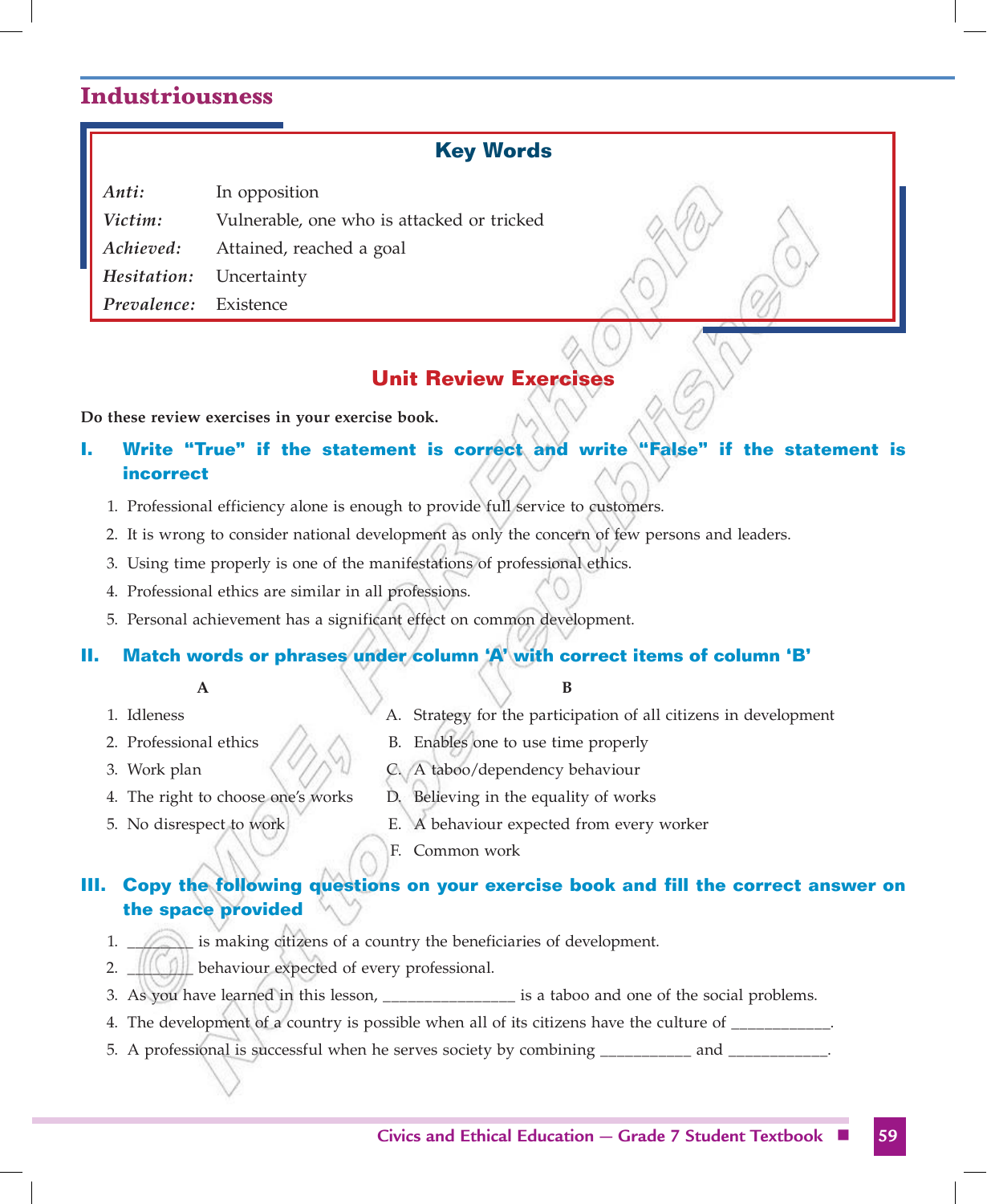## Industriousness

### Key Words

| | |
|---|---|
| *Anti:* | In opposition |
| *Victim:* | Vulnerable, one who is attacked or tricked |
| *Achieved:* | Attained, reached a goal |
| *Hesitation:* | Uncertainty |
| *Prevalence:* | Existence |

## Unit Review Exercises

**Do these review exercises in your exercise book.**

### I. Write "True" if the statement is correct and write "False" if the statement is incorrect

1. Professional efficiency alone is enough to provide full service to customers.
2. It is wrong to consider national development as only the concern of few persons and leaders.
3. Using time properly is one of the manifestations of professional ethics.
4. Professional ethics are similar in all professions.
5. Personal achievement has a significant effect on common development.

### II. Match words or phrases under column 'A' with correct items of column 'B'

| A | B |
|---|---|
| 1. Idleness | A. Strategy for the participation of all citizens in development |
| 2. Professional ethics | B. Enables one to use time properly |
| 3. Work plan | C. A taboo/dependency behaviour |
| 4. The right to choose one's works | D. Believing in the equality of works |
| 5. No disrespect to work | E. A behaviour expected from every worker |
| | F. Common work |

### III. Copy the following questions on your exercise book and fill the correct answer on the space provided

1. ________ is making citizens of a country the beneficiaries of development.
2. ________ behaviour expected of every professional.
3. As you have learned in this lesson, ________________ is a taboo and one of the social problems.
4. The development of a country is possible when all of its citizens have the culture of ____________.
5. A professional is successful when he serves society by combining ___________ and ____________.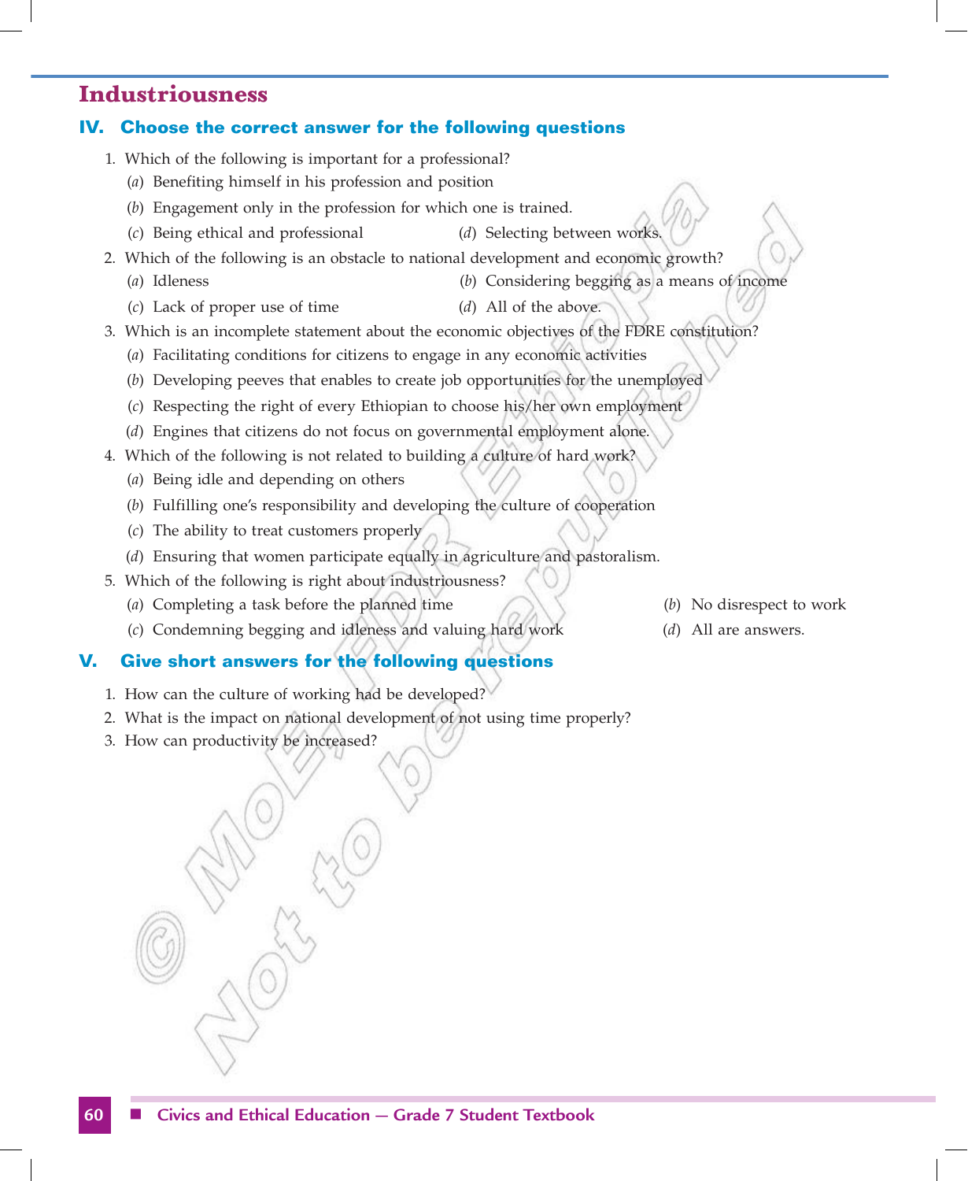# Industriousness

## IV. Choose the correct answer for the following questions

1. Which of the following is important for a professional?
   (a) Benefiting himself in his profession and position
   (b) Engagement only in the profession for which one is trained.
   (c) Being ethical and professional
   (d) Selecting between works.
2. Which of the following is an obstacle to national development and economic growth?
   (a) Idleness
   (b) Considering begging as a means of income
   (c) Lack of proper use of time
   (d) All of the above.
3. Which is an incomplete statement about the economic objectives of the FDRE constitution?
   (a) Facilitating conditions for citizens to engage in any economic activities
   (b) Developing peeves that enables to create job opportunities for the unemployed
   (c) Respecting the right of every Ethiopian to choose his/her own employment
   (d) Engines that citizens do not focus on governmental employment alone.
4. Which of the following is not related to building a culture of hard work?
   (a) Being idle and depending on others
   (b) Fulfilling one's responsibility and developing the culture of cooperation
   (c) The ability to treat customers properly
   (d) Ensuring that women participate equally in agriculture and pastoralism.
5. Which of the following is right about industriousness?
   (a) Completing a task before the planned time
   (b) No disrespect to work
   (c) Condemning begging and idleness and valuing hard work
   (d) All are answers.

## V. Give short answers for the following questions

1. How can the culture of working had be developed?
2. What is the impact on national development of not using time properly?
3. How can productivity be increased?